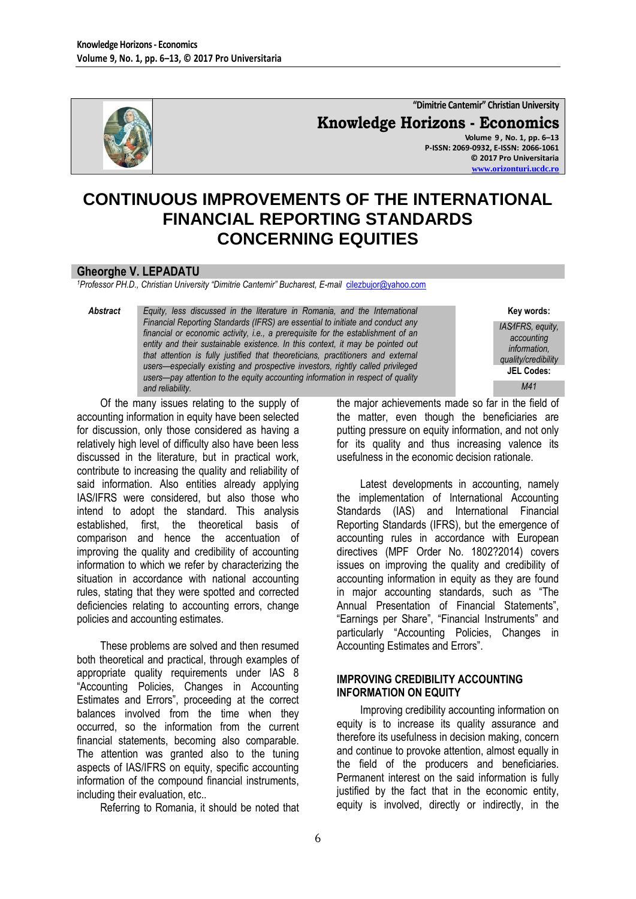# CONTINUOUS IMPROVEMENTS OF THE INTERNATIONAL FINANCIAL REPORTING STANDARDS CONCERNING EQUITIES

**Gheorghe V. LEPADATU**

[1]*Professor PH.D., Christian University "Dimitrie Cantemir" Bucharest, E-mail* cilezbujor@yahoo.com

**Abstract**

*Equity, less discussed in the literature in Romania, and the International Financial Reporting Standards (IFRS) are essential to initiate and conduct any financial or economic activity, i.e., a prerequisite for the establishment of an entity and their sustainable existence. In this context, it may be pointed out that attention is fully justified that theoreticians, practitioners and external users—especially existing and prospective investors, rightly called privileged users—pay attention to the equity accounting information in respect of quality and reliability.*

**Key words:**

*IAS/IFRS, equity, accounting information, quality/credibility*

**JEL Codes:**

*M41*

Of the many issues relating to the supply of accounting information in equity have been selected for discussion, only those considered as having a relatively high level of difficulty also have been less discussed in the literature, but in practical work, contribute to increasing the quality and reliability of said information. Also entities already applying IAS/IFRS were considered, but also those who intend to adopt the standard. This analysis established, first, the theoretical basis of comparison and hence the accentuation of improving the quality and credibility of accounting information to which we refer by characterizing the situation in accordance with national accounting rules, stating that they were spotted and corrected deficiencies relating to accounting errors, change policies and accounting estimates.

These problems are solved and then resumed both theoretical and practical, through examples of appropriate quality requirements under IAS 8 "Accounting Policies, Changes in Accounting Estimates and Errors", proceeding at the correct balances involved from the time when they occurred, so the information from the current financial statements, becoming also comparable. The attention was granted also to the tuning aspects of IAS/IFRS on equity, specific accounting information of the compound financial instruments, including their evaluation, etc..

Referring to Romania, it should be noted that the major achievements made so far in the field of the matter, even though the beneficiaries are putting pressure on equity information, and not only for its quality and thus increasing valence its usefulness in the economic decision rationale.

Latest developments in accounting, namely the implementation of International Accounting Standards (IAS) and International Financial Reporting Standards (IFRS), but the emergence of accounting rules in accordance with European directives (MPF Order No. 1802?2014) covers issues on improving the quality and credibility of accounting information in equity as they are found in major accounting standards, such as "The Annual Presentation of Financial Statements", "Earnings per Share", "Financial Instruments" and particularly "Accounting Policies, Changes in Accounting Estimates and Errors".

## IMPROVING CREDIBILITY ACCOUNTING INFORMATION ON EQUITY

Improving credibility accounting information on equity is to increase its quality assurance and therefore its usefulness in decision making, concern and continue to provoke attention, almost equally in the field of the producers and beneficiaries. Permanent interest on the said information is fully justified by the fact that in the economic entity, equity is involved, directly or indirectly, in the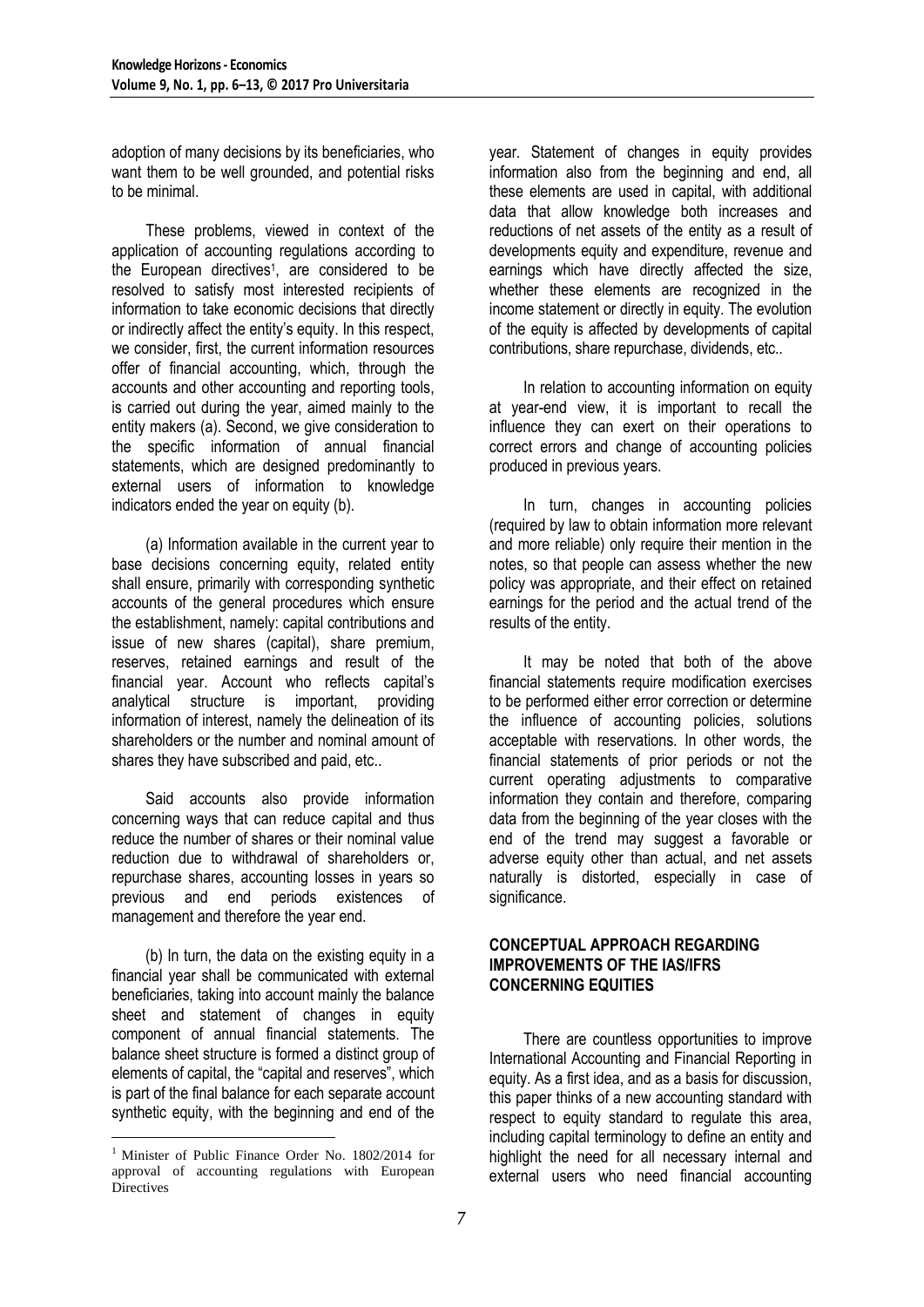adoption of many decisions by its beneficiaries, who want them to be well grounded, and potential risks to be minimal.

These problems, viewed in context of the application of accounting regulations according to the European directives[1], are considered to be resolved to satisfy most interested recipients of information to take economic decisions that directly or indirectly affect the entity's equity. In this respect, we consider, first, the current information resources offer of financial accounting, which, through the accounts and other accounting and reporting tools, is carried out during the year, aimed mainly to the entity makers (a). Second, we give consideration to the specific information of annual financial statements, which are designed predominantly to external users of information to knowledge indicators ended the year on equity (b).

(a) Information available in the current year to base decisions concerning equity, related entity shall ensure, primarily with corresponding synthetic accounts of the general procedures which ensure the establishment, namely: capital contributions and issue of new shares (capital), share premium, reserves, retained earnings and result of the financial year. Account who reflects capital's analytical structure is important, providing information of interest, namely the delineation of its shareholders or the number and nominal amount of shares they have subscribed and paid, etc..

Said accounts also provide information concerning ways that can reduce capital and thus reduce the number of shares or their nominal value reduction due to withdrawal of shareholders or, repurchase shares, accounting losses in years so previous and end periods existences of management and therefore the year end.

(b) In turn, the data on the existing equity in a financial year shall be communicated with external beneficiaries, taking into account mainly the balance sheet and statement of changes in equity component of annual financial statements. The balance sheet structure is formed a distinct group of elements of capital, the "capital and reserves", which is part of the final balance for each separate account synthetic equity, with the beginning and end of the year. Statement of changes in equity provides information also from the beginning and end, all these elements are used in capital, with additional data that allow knowledge both increases and reductions of net assets of the entity as a result of developments equity and expenditure, revenue and earnings which have directly affected the size, whether these elements are recognized in the income statement or directly in equity. The evolution of the equity is affected by developments of capital contributions, share repurchase, dividends, etc..

In relation to accounting information on equity at year-end view, it is important to recall the influence they can exert on their operations to correct errors and change of accounting policies produced in previous years.

In turn, changes in accounting policies (required by law to obtain information more relevant and more reliable) only require their mention in the notes, so that people can assess whether the new policy was appropriate, and their effect on retained earnings for the period and the actual trend of the results of the entity.

It may be noted that both of the above financial statements require modification exercises to be performed either error correction or determine the influence of accounting policies, solutions acceptable with reservations. In other words, the financial statements of prior periods or not the current operating adjustments to comparative information they contain and therefore, comparing data from the beginning of the year closes with the end of the trend may suggest a favorable or adverse equity other than actual, and net assets naturally is distorted, especially in case of significance.

## CONCEPTUAL APPROACH REGARDING IMPROVEMENTS OF THE IAS/IFRS CONCERNING EQUITIES

There are countless opportunities to improve International Accounting and Financial Reporting in equity. As a first idea, and as a basis for discussion, this paper thinks of a new accounting standard with respect to equity standard to regulate this area, including capital terminology to define an entity and highlight the need for all necessary internal and external users who need financial accounting

[1] Minister of Public Finance Order No. 1802/2014 for approval of accounting regulations with European Directives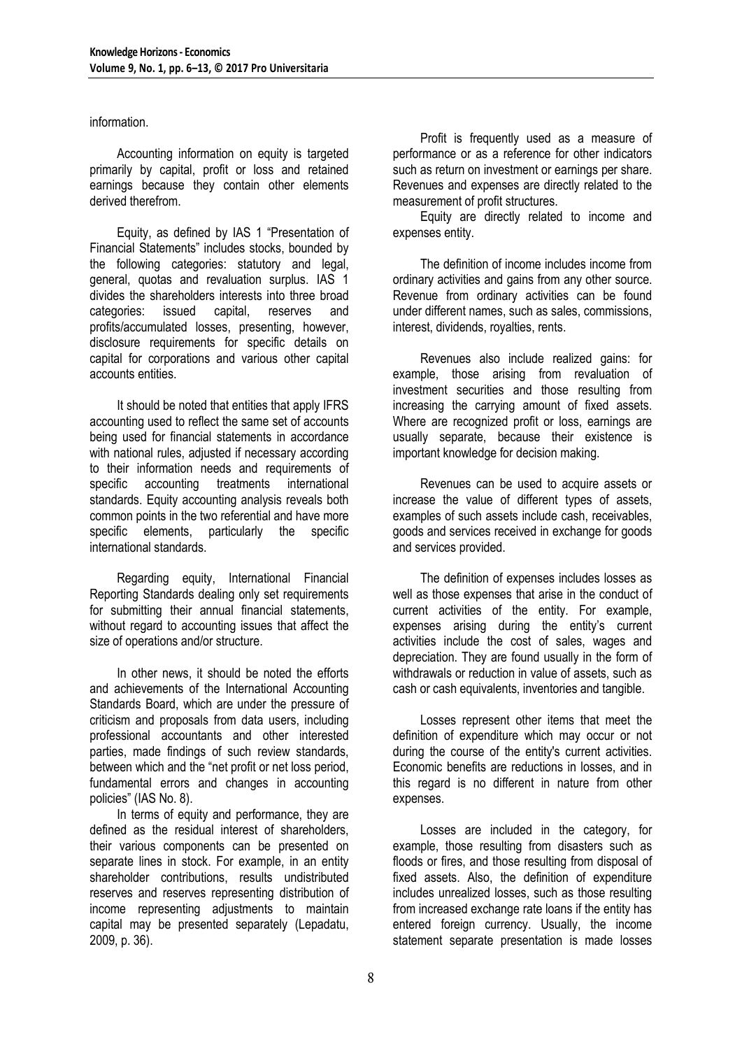information.

Accounting information on equity is targeted primarily by capital, profit or loss and retained earnings because they contain other elements derived therefrom.

Equity, as defined by IAS 1 "Presentation of Financial Statements" includes stocks, bounded by the following categories: statutory and legal, general, quotas and revaluation surplus. IAS 1 divides the shareholders interests into three broad categories: issued capital, reserves and profits/accumulated losses, presenting, however, disclosure requirements for specific details on capital for corporations and various other capital accounts entities.

It should be noted that entities that apply IFRS accounting used to reflect the same set of accounts being used for financial statements in accordance with national rules, adjusted if necessary according to their information needs and requirements of specific accounting treatments international standards. Equity accounting analysis reveals both common points in the two referential and have more specific elements, particularly the specific international standards.

Regarding equity, International Financial Reporting Standards dealing only set requirements for submitting their annual financial statements, without regard to accounting issues that affect the size of operations and/or structure.

In other news, it should be noted the efforts and achievements of the International Accounting Standards Board, which are under the pressure of criticism and proposals from data users, including professional accountants and other interested parties, made findings of such review standards, between which and the "net profit or net loss period, fundamental errors and changes in accounting policies" (IAS No. 8).

In terms of equity and performance, they are defined as the residual interest of shareholders, their various components can be presented on separate lines in stock. For example, in an entity shareholder contributions, results undistributed reserves and reserves representing distribution of income representing adjustments to maintain capital may be presented separately (Lepadatu, 2009, p. 36).

Profit is frequently used as a measure of performance or as a reference for other indicators such as return on investment or earnings per share. Revenues and expenses are directly related to the measurement of profit structures.

Equity are directly related to income and expenses entity.

The definition of income includes income from ordinary activities and gains from any other source. Revenue from ordinary activities can be found under different names, such as sales, commissions, interest, dividends, royalties, rents.

Revenues also include realized gains: for example, those arising from revaluation of investment securities and those resulting from increasing the carrying amount of fixed assets. Where are recognized profit or loss, earnings are usually separate, because their existence is important knowledge for decision making.

Revenues can be used to acquire assets or increase the value of different types of assets, examples of such assets include cash, receivables, goods and services received in exchange for goods and services provided.

The definition of expenses includes losses as well as those expenses that arise in the conduct of current activities of the entity. For example, expenses arising during the entity's current activities include the cost of sales, wages and depreciation. They are found usually in the form of withdrawals or reduction in value of assets, such as cash or cash equivalents, inventories and tangible.

Losses represent other items that meet the definition of expenditure which may occur or not during the course of the entity's current activities. Economic benefits are reductions in losses, and in this regard is no different in nature from other expenses.

Losses are included in the category, for example, those resulting from disasters such as floods or fires, and those resulting from disposal of fixed assets. Also, the definition of expenditure includes unrealized losses, such as those resulting from increased exchange rate loans if the entity has entered foreign currency. Usually, the income statement separate presentation is made losses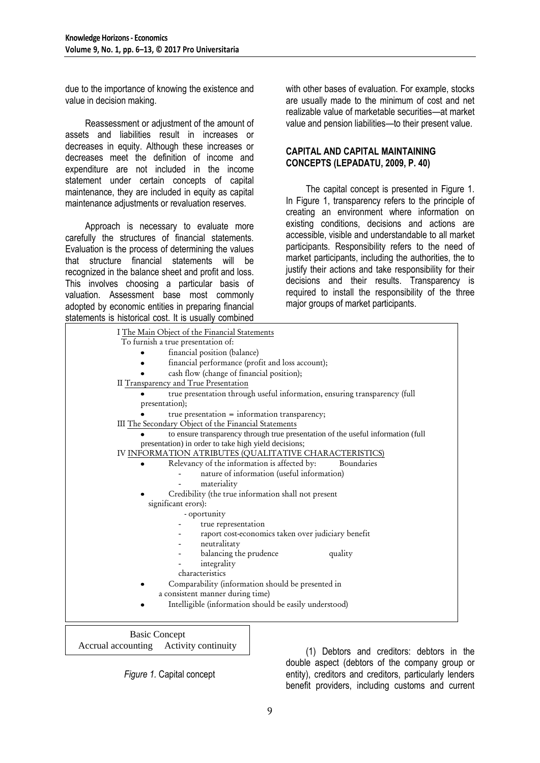due to the importance of knowing the existence and value in decision making.

Reassessment or adjustment of the amount of assets and liabilities result in increases or decreases in equity. Although these increases or decreases meet the definition of income and expenditure are not included in the income statement under certain concepts of capital maintenance, they are included in equity as capital maintenance adjustments or revaluation reserves.

Approach is necessary to evaluate more carefully the structures of financial statements. Evaluation is the process of determining the values that structure financial statements will be recognized in the balance sheet and profit and loss. This involves choosing a particular basis of valuation. Assessment base most commonly adopted by economic entities in preparing financial statements is historical cost. It is usually combined with other bases of evaluation. For example, stocks are usually made to the minimum of cost and net realizable value of marketable securities—at market value and pension liabilities—to their present value.

## CAPITAL AND CAPITAL MAINTAINING CONCEPTS (LEPADATU, 2009, P. 40)

The capital concept is presented in Figure 1. In Figure 1, transparency refers to the principle of creating an environment where information on existing conditions, decisions and actions are accessible, visible and understandable to all market participants. Responsibility refers to the need of market participants, including the authorities, the to justify their actions and take responsibility for their decisions and their results. Transparency is required to install the responsibility of the three major groups of market participants.

I The Main Object of the Financial Statements

To furnish a true presentation of:

- financial position (balance)
- financial performance (profit and loss account);
- cash flow (change of financial position);

II Transparency and True Presentation

- true presentation through useful information, ensuring transparency (full presentation);
- true presentation = information transparency;

III The Secondary Object of the Financial Statements

- to ensure transparency through true presentation of the useful information (full presentation) in order to take high yield decisions;

IV INFORMATION ATRIBUTES (QUALITATIVE CHARACTERISTICS)

- Relevancy of the information is affected by: Boundaries
  - nature of information (useful information)
  - materiality
- Credibility (the true information shall not present significant erors):
  - oportunity
  - true representation
  - raport cost-economics taken over judiciary benefit
  - neutralitaty
  - balancing the prudence quality
  - integrality

  characteristics
- Comparability (information should be presented in a consistent manner during time)
- Intelligible (information should be easily understood)

Basic Concept

Accrual accounting Activity continuity

*Figure 1.* Capital concept

(1) Debtors and creditors: debtors in the double aspect (debtors of the company group or entity), creditors and creditors, particularly lenders benefit providers, including customs and current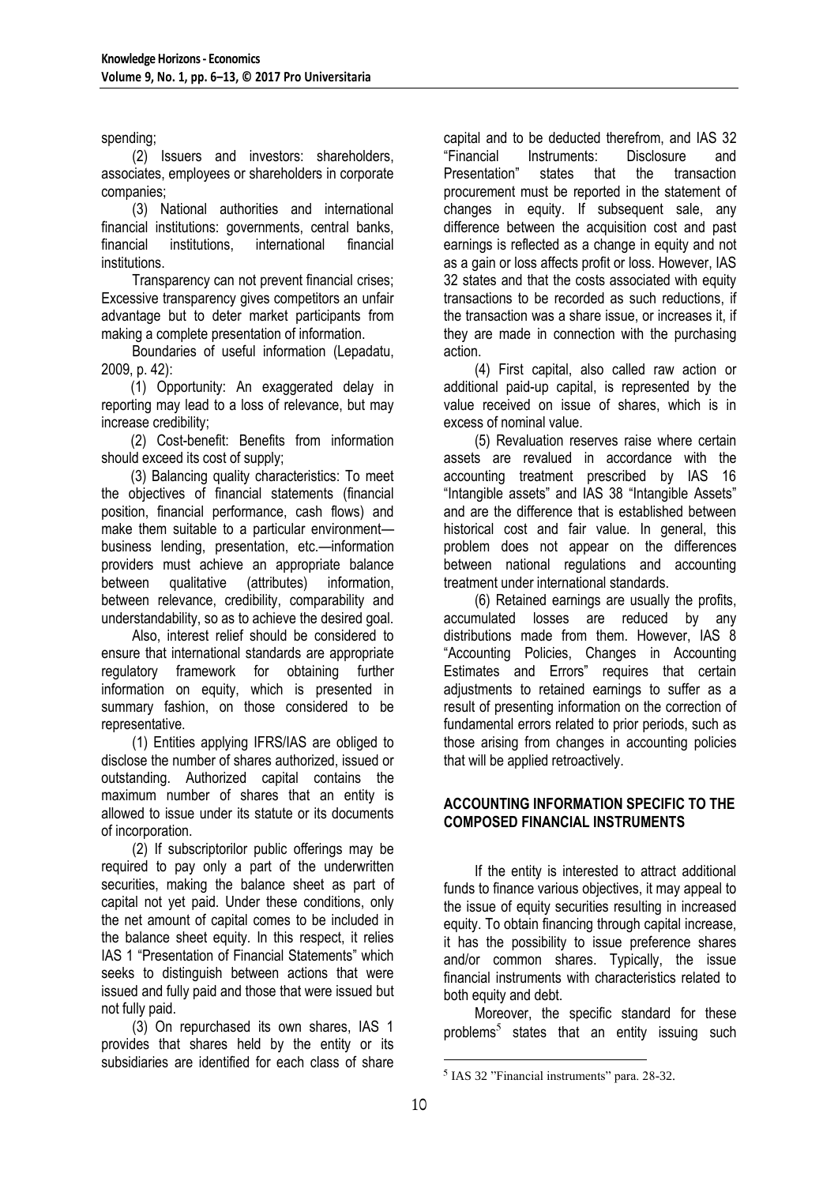spending;

(2) Issuers and investors: shareholders, associates, employees or shareholders in corporate companies;

(3) National authorities and international financial institutions: governments, central banks, financial institutions, international financial institutions.

Transparency can not prevent financial crises; Excessive transparency gives competitors an unfair advantage but to deter market participants from making a complete presentation of information.

Boundaries of useful information (Lepadatu, 2009, p. 42):

(1) Opportunity: An exaggerated delay in reporting may lead to a loss of relevance, but may increase credibility;

(2) Cost-benefit: Benefits from information should exceed its cost of supply;

(3) Balancing quality characteristics: To meet the objectives of financial statements (financial position, financial performance, cash flows) and make them suitable to a particular environment—business lending, presentation, etc.—information providers must achieve an appropriate balance between qualitative (attributes) information, between relevance, credibility, comparability and understandability, so as to achieve the desired goal.

Also, interest relief should be considered to ensure that international standards are appropriate regulatory framework for obtaining further information on equity, which is presented in summary fashion, on those considered to be representative.

(1) Entities applying IFRS/IAS are obliged to disclose the number of shares authorized, issued or outstanding. Authorized capital contains the maximum number of shares that an entity is allowed to issue under its statute or its documents of incorporation.

(2) If subscriptorilor public offerings may be required to pay only a part of the underwritten securities, making the balance sheet as part of capital not yet paid. Under these conditions, only the net amount of capital comes to be included in the balance sheet equity. In this respect, it relies IAS 1 "Presentation of Financial Statements" which seeks to distinguish between actions that were issued and fully paid and those that were issued but not fully paid.

(3) On repurchased its own shares, IAS 1 provides that shares held by the entity or its subsidiaries are identified for each class of share capital and to be deducted therefrom, and IAS 32 "Financial Instruments: Disclosure and Presentation" states that the transaction procurement must be reported in the statement of changes in equity. If subsequent sale, any difference between the acquisition cost and past earnings is reflected as a change in equity and not as a gain or loss affects profit or loss. However, IAS 32 states and that the costs associated with equity transactions to be recorded as such reductions, if the transaction was a share issue, or increases it, if they are made in connection with the purchasing action.

(4) First capital, also called raw action or additional paid-up capital, is represented by the value received on issue of shares, which is in excess of nominal value.

(5) Revaluation reserves raise where certain assets are revalued in accordance with the accounting treatment prescribed by IAS 16 "Intangible assets" and IAS 38 "Intangible Assets" and are the difference that is established between historical cost and fair value. In general, this problem does not appear on the differences between national regulations and accounting treatment under international standards.

(6) Retained earnings are usually the profits, accumulated losses are reduced by any distributions made from them. However, IAS 8 "Accounting Policies, Changes in Accounting Estimates and Errors" requires that certain adjustments to retained earnings to suffer as a result of presenting information on the correction of fundamental errors related to prior periods, such as those arising from changes in accounting policies that will be applied retroactively.

## ACCOUNTING INFORMATION SPECIFIC TO THE COMPOSED FINANCIAL INSTRUMENTS

If the entity is interested to attract additional funds to finance various objectives, it may appeal to the issue of equity securities resulting in increased equity. To obtain financing through capital increase, it has the possibility to issue preference shares and/or common shares. Typically, the issue financial instruments with characteristics related to both equity and debt.

Moreover, the specific standard for these problems[5] states that an entity issuing such

[5] IAS 32 "Financial instruments" para. 28-32.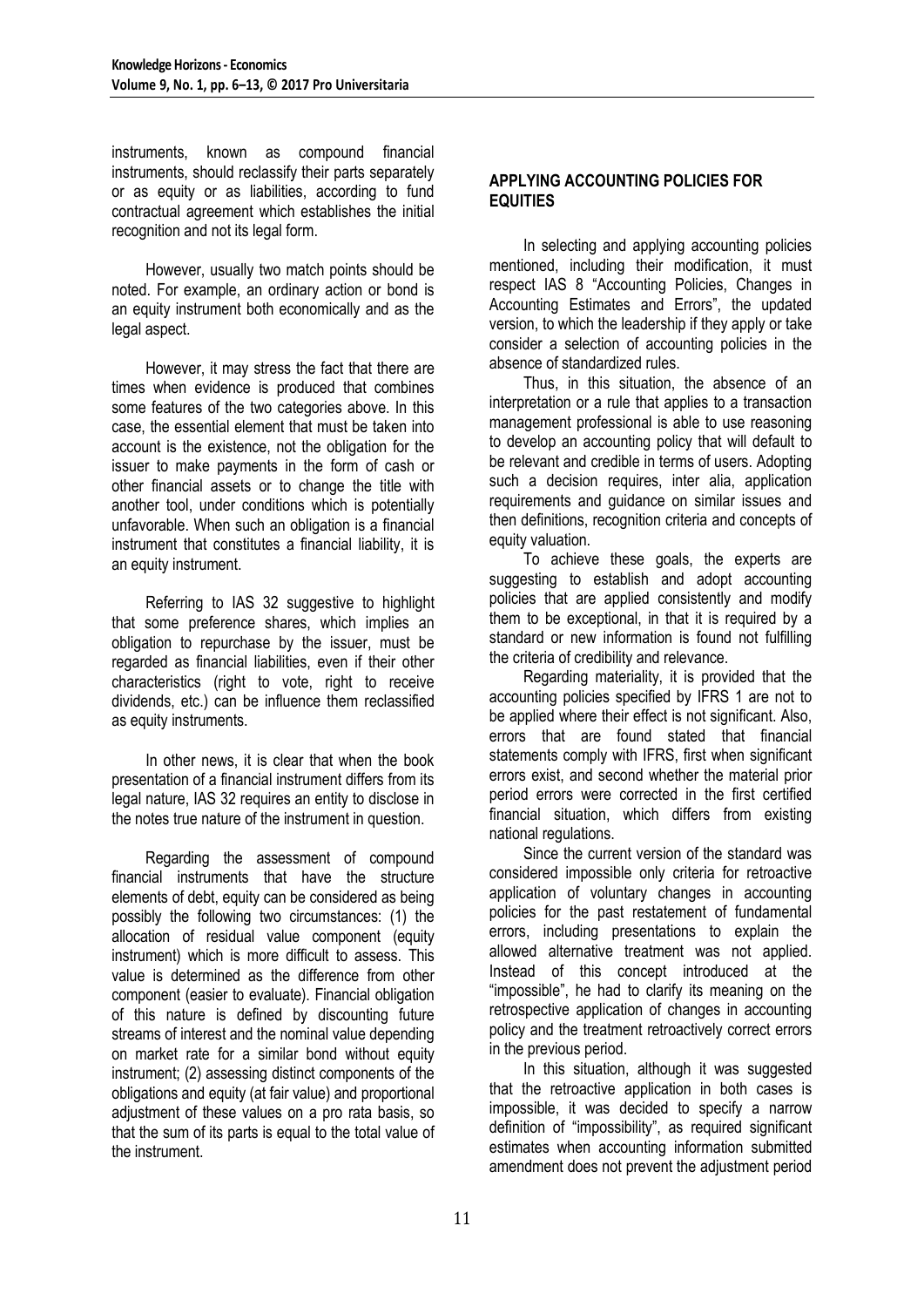instruments, known as compound financial instruments, should reclassify their parts separately or as equity or as liabilities, according to fund contractual agreement which establishes the initial recognition and not its legal form.

However, usually two match points should be noted. For example, an ordinary action or bond is an equity instrument both economically and as the legal aspect.

However, it may stress the fact that there are times when evidence is produced that combines some features of the two categories above. In this case, the essential element that must be taken into account is the existence, not the obligation for the issuer to make payments in the form of cash or other financial assets or to change the title with another tool, under conditions which is potentially unfavorable. When such an obligation is a financial instrument that constitutes a financial liability, it is an equity instrument.

Referring to IAS 32 suggestive to highlight that some preference shares, which implies an obligation to repurchase by the issuer, must be regarded as financial liabilities, even if their other characteristics (right to vote, right to receive dividends, etc.) can be influence them reclassified as equity instruments.

In other news, it is clear that when the book presentation of a financial instrument differs from its legal nature, IAS 32 requires an entity to disclose in the notes true nature of the instrument in question.

Regarding the assessment of compound financial instruments that have the structure elements of debt, equity can be considered as being possibly the following two circumstances: (1) the allocation of residual value component (equity instrument) which is more difficult to assess. This value is determined as the difference from other component (easier to evaluate). Financial obligation of this nature is defined by discounting future streams of interest and the nominal value depending on market rate for a similar bond without equity instrument; (2) assessing distinct components of the obligations and equity (at fair value) and proportional adjustment of these values on a pro rata basis, so that the sum of its parts is equal to the total value of the instrument.

## APPLYING ACCOUNTING POLICIES FOR EQUITIES

In selecting and applying accounting policies mentioned, including their modification, it must respect IAS 8 "Accounting Policies, Changes in Accounting Estimates and Errors", the updated version, to which the leadership if they apply or take consider a selection of accounting policies in the absence of standardized rules.

Thus, in this situation, the absence of an interpretation or a rule that applies to a transaction management professional is able to use reasoning to develop an accounting policy that will default to be relevant and credible in terms of users. Adopting such a decision requires, inter alia, application requirements and guidance on similar issues and then definitions, recognition criteria and concepts of equity valuation.

To achieve these goals, the experts are suggesting to establish and adopt accounting policies that are applied consistently and modify them to be exceptional, in that it is required by a standard or new information is found not fulfilling the criteria of credibility and relevance.

Regarding materiality, it is provided that the accounting policies specified by IFRS 1 are not to be applied where their effect is not significant. Also, errors that are found stated that financial statements comply with IFRS, first when significant errors exist, and second whether the material prior period errors were corrected in the first certified financial situation, which differs from existing national regulations.

Since the current version of the standard was considered impossible only criteria for retroactive application of voluntary changes in accounting policies for the past restatement of fundamental errors, including presentations to explain the allowed alternative treatment was not applied. Instead of this concept introduced at the "impossible", he had to clarify its meaning on the retrospective application of changes in accounting policy and the treatment retroactively correct errors in the previous period.

In this situation, although it was suggested that the retroactive application in both cases is impossible, it was decided to specify a narrow definition of "impossibility", as required significant estimates when accounting information submitted amendment does not prevent the adjustment period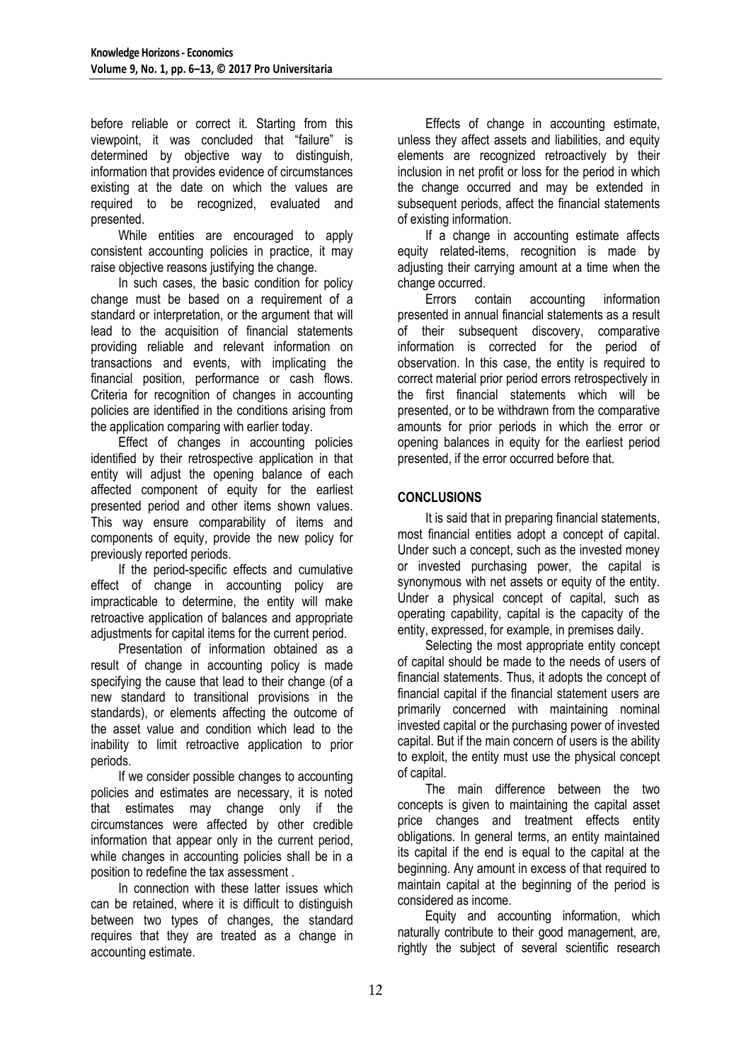before reliable or correct it. Starting from this viewpoint, it was concluded that "failure" is determined by objective way to distinguish, information that provides evidence of circumstances existing at the date on which the values are required to be recognized, evaluated and presented.

While entities are encouraged to apply consistent accounting policies in practice, it may raise objective reasons justifying the change.

In such cases, the basic condition for policy change must be based on a requirement of a standard or interpretation, or the argument that will lead to the acquisition of financial statements providing reliable and relevant information on transactions and events, with implicating the financial position, performance or cash flows. Criteria for recognition of changes in accounting policies are identified in the conditions arising from the application comparing with earlier today.

Effect of changes in accounting policies identified by their retrospective application in that entity will adjust the opening balance of each affected component of equity for the earliest presented period and other items shown values. This way ensure comparability of items and components of equity, provide the new policy for previously reported periods.

If the period-specific effects and cumulative effect of change in accounting policy are impracticable to determine, the entity will make retroactive application of balances and appropriate adjustments for capital items for the current period.

Presentation of information obtained as a result of change in accounting policy is made specifying the cause that lead to their change (of a new standard to transitional provisions in the standards), or elements affecting the outcome of the asset value and condition which lead to the inability to limit retroactive application to prior periods.

If we consider possible changes to accounting policies and estimates are necessary, it is noted that estimates may change only if the circumstances were affected by other credible information that appear only in the current period, while changes in accounting policies shall be in a position to redefine the tax assessment .

In connection with these latter issues which can be retained, where it is difficult to distinguish between two types of changes, the standard requires that they are treated as a change in accounting estimate.

Effects of change in accounting estimate, unless they affect assets and liabilities, and equity elements are recognized retroactively by their inclusion in net profit or loss for the period in which the change occurred and may be extended in subsequent periods, affect the financial statements of existing information.

If a change in accounting estimate affects equity related-items, recognition is made by adjusting their carrying amount at a time when the change occurred.

Errors contain accounting information presented in annual financial statements as a result of their subsequent discovery, comparative information is corrected for the period of observation. In this case, the entity is required to correct material prior period errors retrospectively in the first financial statements which will be presented, or to be withdrawn from the comparative amounts for prior periods in which the error or opening balances in equity for the earliest period presented, if the error occurred before that.

## CONCLUSIONS

It is said that in preparing financial statements, most financial entities adopt a concept of capital. Under such a concept, such as the invested money or invested purchasing power, the capital is synonymous with net assets or equity of the entity. Under a physical concept of capital, such as operating capability, capital is the capacity of the entity, expressed, for example, in premises daily.

Selecting the most appropriate entity concept of capital should be made to the needs of users of financial statements. Thus, it adopts the concept of financial capital if the financial statement users are primarily concerned with maintaining nominal invested capital or the purchasing power of invested capital. But if the main concern of users is the ability to exploit, the entity must use the physical concept of capital.

The main difference between the two concepts is given to maintaining the capital asset price changes and treatment effects entity obligations. In general terms, an entity maintained its capital if the end is equal to the capital at the beginning. Any amount in excess of that required to maintain capital at the beginning of the period is considered as income.

Equity and accounting information, which naturally contribute to their good management, are, rightly the subject of several scientific research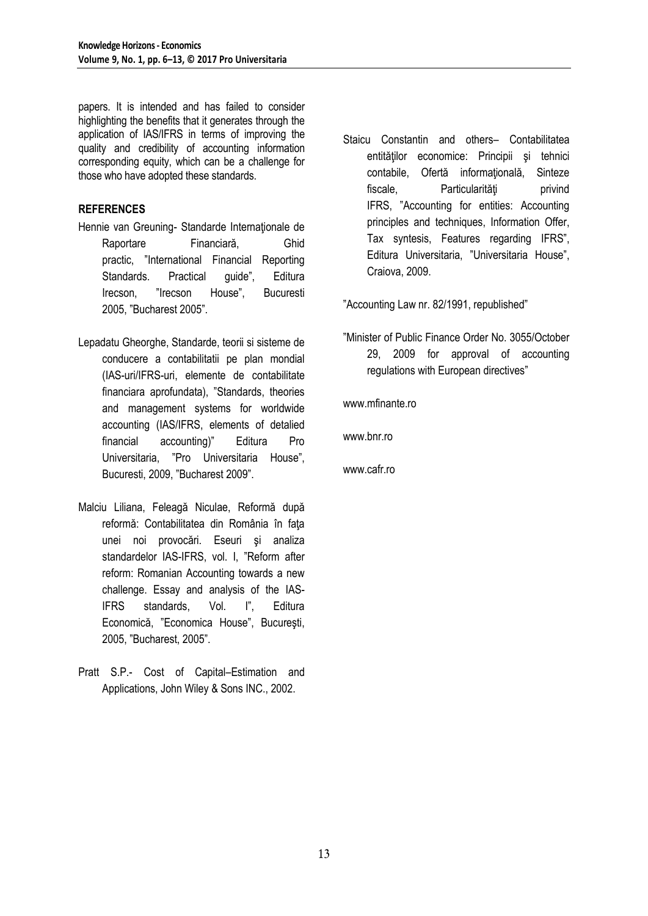papers. It is intended and has failed to consider highlighting the benefits that it generates through the application of IAS/IFRS in terms of improving the quality and credibility of accounting information corresponding equity, which can be a challenge for those who have adopted these standards.

## REFERENCES

Hennie van Greuning- Standarde Internaţionale de Raportare Financiară, Ghid practic, ”International Financial Reporting Standards. Practical guide”, Editura Irecson, ”Irecson House”, Bucuresti 2005, ”Bucharest 2005”.

Lepadatu Gheorghe, Standarde, teorii si sisteme de conducere a contabilitatii pe plan mondial (IAS-uri/IFRS-uri, elemente de contabilitate financiara aprofundata), ”Standards, theories and management systems for worldwide accounting (IAS/IFRS, elements of detalied financial accounting)” Editura Pro Universitaria, ”Pro Universitaria House”, Bucuresti, 2009, ”Bucharest 2009”.

Malciu Liliana, Feleagă Niculae, Reformă după reformă: Contabilitatea din România în faţa unei noi provocări. Eseuri şi analiza standardelor IAS-IFRS, vol. I, ”Reform after reform: Romanian Accounting towards a new challenge. Essay and analysis of the IAS-IFRS standards, Vol. I”, Editura Economică, ”Economica House”, Bucureşti, 2005, ”Bucharest, 2005”.

Pratt S.P.- Cost of Capital–Estimation and Applications, John Wiley & Sons INC., 2002.

Staicu Constantin and others– Contabilitatea entităţilor economice: Principii şi tehnici contabile, Ofertă informaţională, Sinteze fiscale, Particularităţi privind IFRS, ”Accounting for entities: Accounting principles and techniques, Information Offer, Tax syntesis, Features regarding IFRS”, Editura Universitaria, ”Universitaria House”, Craiova, 2009.

”Accounting Law nr. 82/1991, republished”

”Minister of Public Finance Order No. 3055/October 29, 2009 for approval of accounting regulations with European directives”

www.mfinante.ro

www.bnr.ro

www.cafr.ro